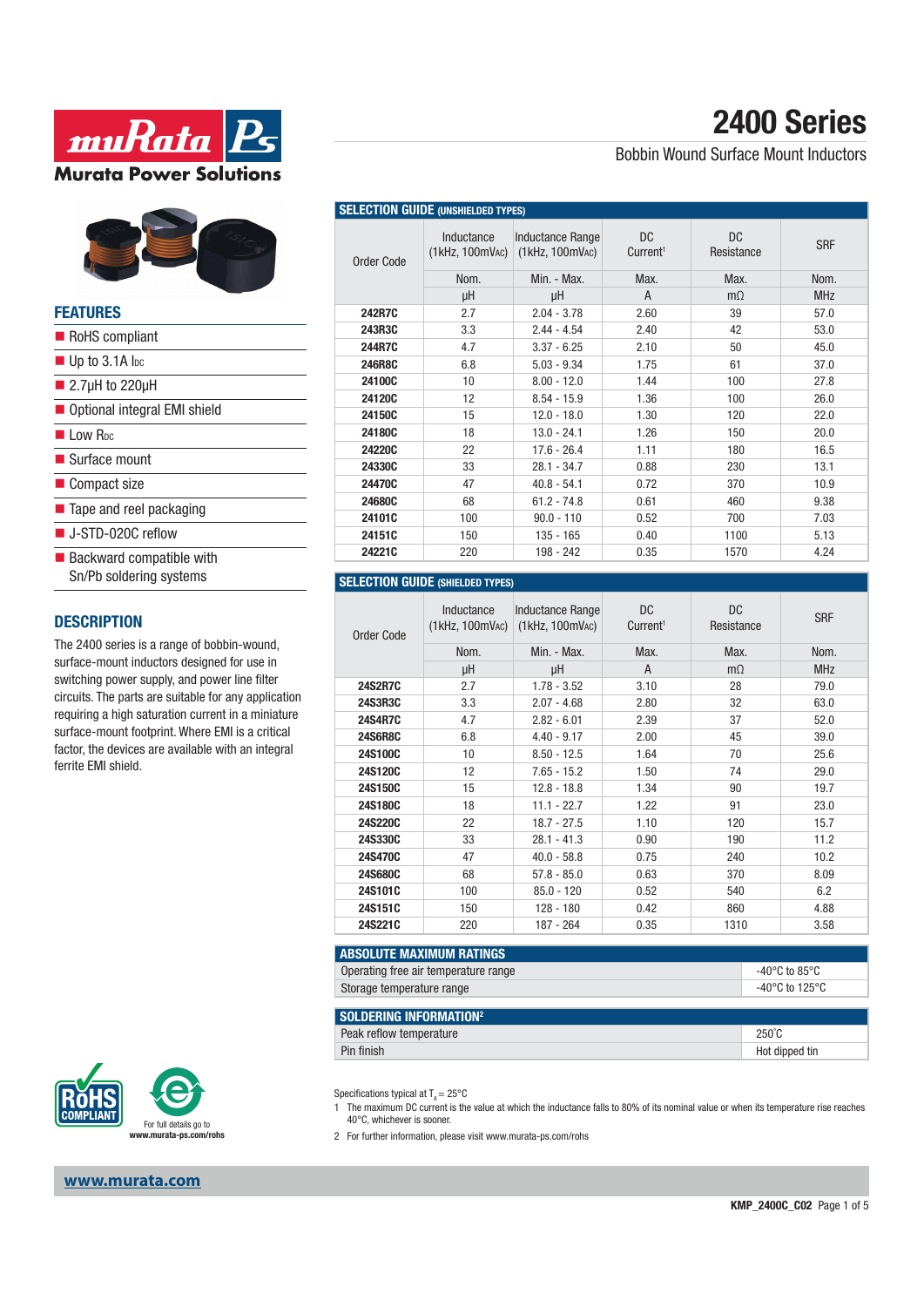# 2400 Series

Bobbin Wound Surface Mount Inductors

## FEATURES

- RoHS compliant
- Up to 3.1A $I_{DC}$
- 2.7µH to 220µH
- Optional integral EMI shield
- Low $R_{DC}$
- Surface mount
- Compact size
- Tape and reel packaging
- J-STD-020C reflow
- Backward compatible with Sn/Pb soldering systems

## DESCRIPTION

The 2400 series is a range of bobbin-wound, surface-mount inductors designed for use in switching power supply, and power line filter circuits. The parts are suitable for any application requiring a high saturation current in a miniature surface-mount footprint. Where EMI is a critical factor, the devices are available with an integral ferrite EMI shield.

## SELECTION GUIDE (UNSHIELDED TYPES)

| Order Code | Inductance (1kHz, 100mVAC) | Inductance Range (1kHz, 100mVAC) | DC Current[1] | DC Resistance | SRF |
|---|---|---|---|---|---|
| | Nom. | Min. - Max. | Max. | Max. | Nom. |
| | µH | µH | A | mΩ | MHz |
| **242R7C** | 2.7 | 2.04 - 3.78 | 2.60 | 39 | 57.0 |
| **243R3C** | 3.3 | 2.44 - 4.54 | 2.40 | 42 | 53.0 |
| **244R7C** | 4.7 | 3.37 - 6.25 | 2.10 | 50 | 45.0 |
| **246R8C** | 6.8 | 5.03 - 9.34 | 1.75 | 61 | 37.0 |
| **24100C** | 10 | 8.00 - 12.0 | 1.44 | 100 | 27.8 |
| **24120C** | 12 | 8.54 - 15.9 | 1.36 | 100 | 26.0 |
| **24150C** | 15 | 12.0 - 18.0 | 1.30 | 120 | 22.0 |
| **24180C** | 18 | 13.0 - 24.1 | 1.26 | 150 | 20.0 |
| **24220C** | 22 | 17.6 - 26.4 | 1.11 | 180 | 16.5 |
| **24330C** | 33 | 28.1 - 34.7 | 0.88 | 230 | 13.1 |
| **24470C** | 47 | 40.8 - 54.1 | 0.72 | 370 | 10.9 |
| **24680C** | 68 | 61.2 - 74.8 | 0.61 | 460 | 9.38 |
| **24101C** | 100 | 90.0 - 110 | 0.52 | 700 | 7.03 |
| **24151C** | 150 | 135 - 165 | 0.40 | 1100 | 5.13 |
| **24221C** | 220 | 198 - 242 | 0.35 | 1570 | 4.24 |

## SELECTION GUIDE (SHIELDED TYPES)

| Order Code | Inductance (1kHz, 100mVAC) | Inductance Range (1kHz, 100mVAC) | DC Current[1] | DC Resistance | SRF |
|---|---|---|---|---|---|
| | Nom. | Min. - Max. | Max. | Max. | Nom. |
| | µH | µH | A | mΩ | MHz |
| **24S2R7C** | 2.7 | 1.78 - 3.52 | 3.10 | 28 | 79.0 |
| **24S3R3C** | 3.3 | 2.07 - 4.68 | 2.80 | 32 | 63.0 |
| **24S4R7C** | 4.7 | 2.82 - 6.01 | 2.39 | 37 | 52.0 |
| **24S6R8C** | 6.8 | 4.40 - 9.17 | 2.00 | 45 | 39.0 |
| **24S100C** | 10 | 8.50 - 12.5 | 1.64 | 70 | 25.6 |
| **24S120C** | 12 | 7.65 - 15.2 | 1.50 | 74 | 29.0 |
| **24S150C** | 15 | 12.8 - 18.8 | 1.34 | 90 | 19.7 |
| **24S180C** | 18 | 11.1 - 22.7 | 1.22 | 91 | 23.0 |
| **24S220C** | 22 | 18.7 - 27.5 | 1.10 | 120 | 15.7 |
| **24S330C** | 33 | 28.1 - 41.3 | 0.90 | 190 | 11.2 |
| **24S470C** | 47 | 40.0 - 58.8 | 0.75 | 240 | 10.2 |
| **24S680C** | 68 | 57.8 - 85.0 | 0.63 | 370 | 8.09 |
| **24S101C** | 100 | 85.0 - 120 | 0.52 | 540 | 6.2 |
| **24S151C** | 150 | 128 - 180 | 0.42 | 860 | 4.88 |
| **24S221C** | 220 | 187 - 264 | 0.35 | 1310 | 3.58 |

## ABSOLUTE MAXIMUM RATINGS

| | |
|---|---|
| Operating free air temperature range | -40°C to 85°C |
| Storage temperature range | -40°C to 125°C |

## SOLDERING INFORMATION[2]

| | |
|---|---|
| Peak reflow temperature | 250°C |
| Pin finish | Hot dipped tin |

For full details go to **www.murata-ps.com/rohs**

Specifications typical at $T_A = 25°C$

1 The maximum DC current is the value at which the inductance falls to 80% of its nominal value or when its temperature rise reaches 40°C, whichever is sooner.

2 For further information, please visit www.murata-ps.com/rohs

**www.murata.com**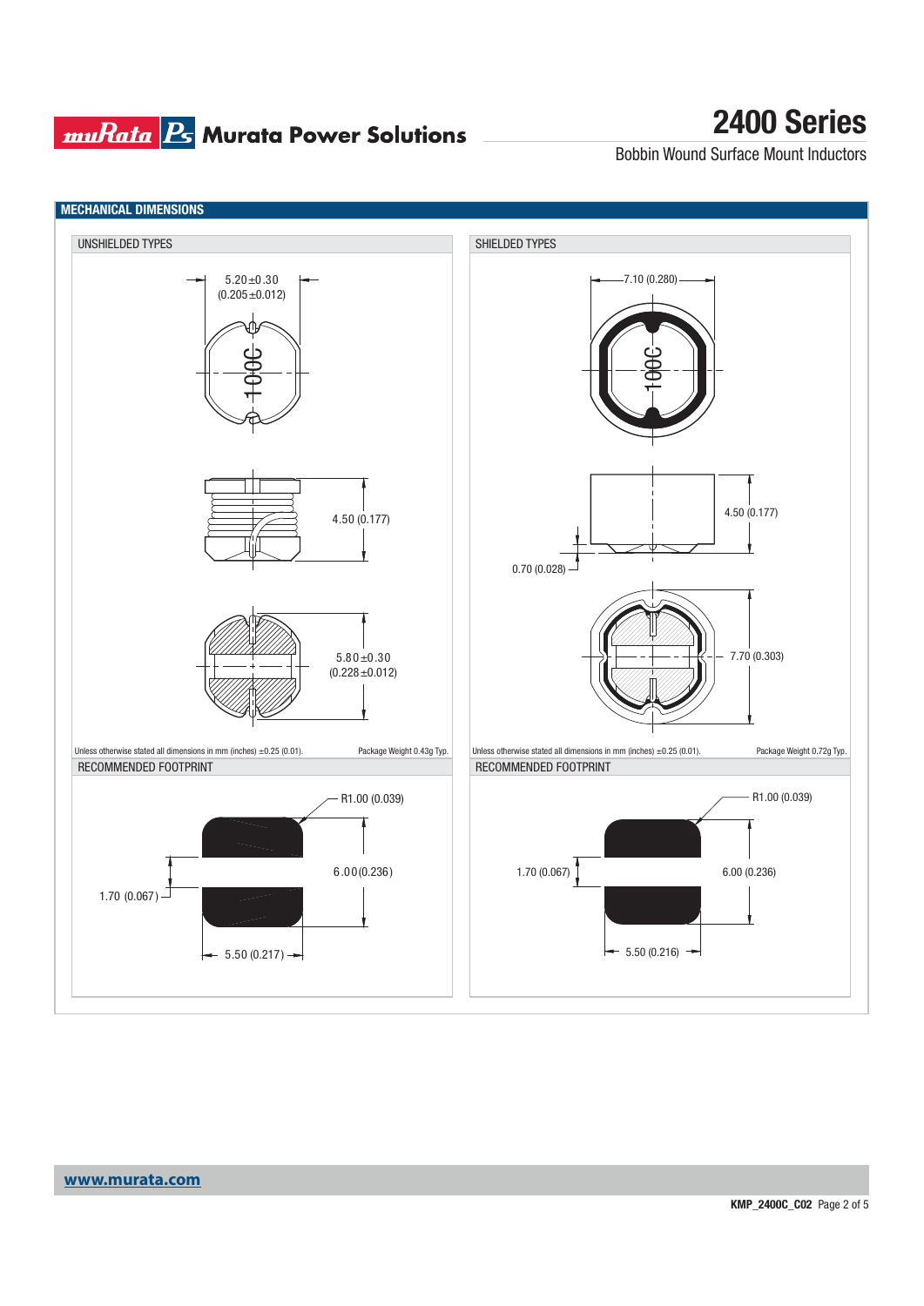## MECHANICAL DIMENSIONS

### UNSHIELDED TYPES

5.20±0.30
(0.205±0.012)

100C

4.50 (0.177)

5.80±0.30
(0.228±0.012)

Unless otherwise stated all dimensions in mm (inches) ±0.25 (0.01).

Package Weight 0.43g Typ.

### SHIELDED TYPES

7.10 (0.280)

100C

4.50 (0.177)

0.70 (0.028)

7.70 (0.303)

Unless otherwise stated all dimensions in mm (inches) ±0.25 (0.01).

Package Weight 0.72g Typ.

### RECOMMENDED FOOTPRINT (UNSHIELDED TYPES)

R1.00 (0.039)

6.00 (0.236)

1.70 (0.067)

5.50 (0.217)

### RECOMMENDED FOOTPRINT (SHIELDED TYPES)

R1.00 (0.039)

1.70 (0.067)

6.00 (0.236)

5.50 (0.216)

www.murata.com

KMP_2400C_C02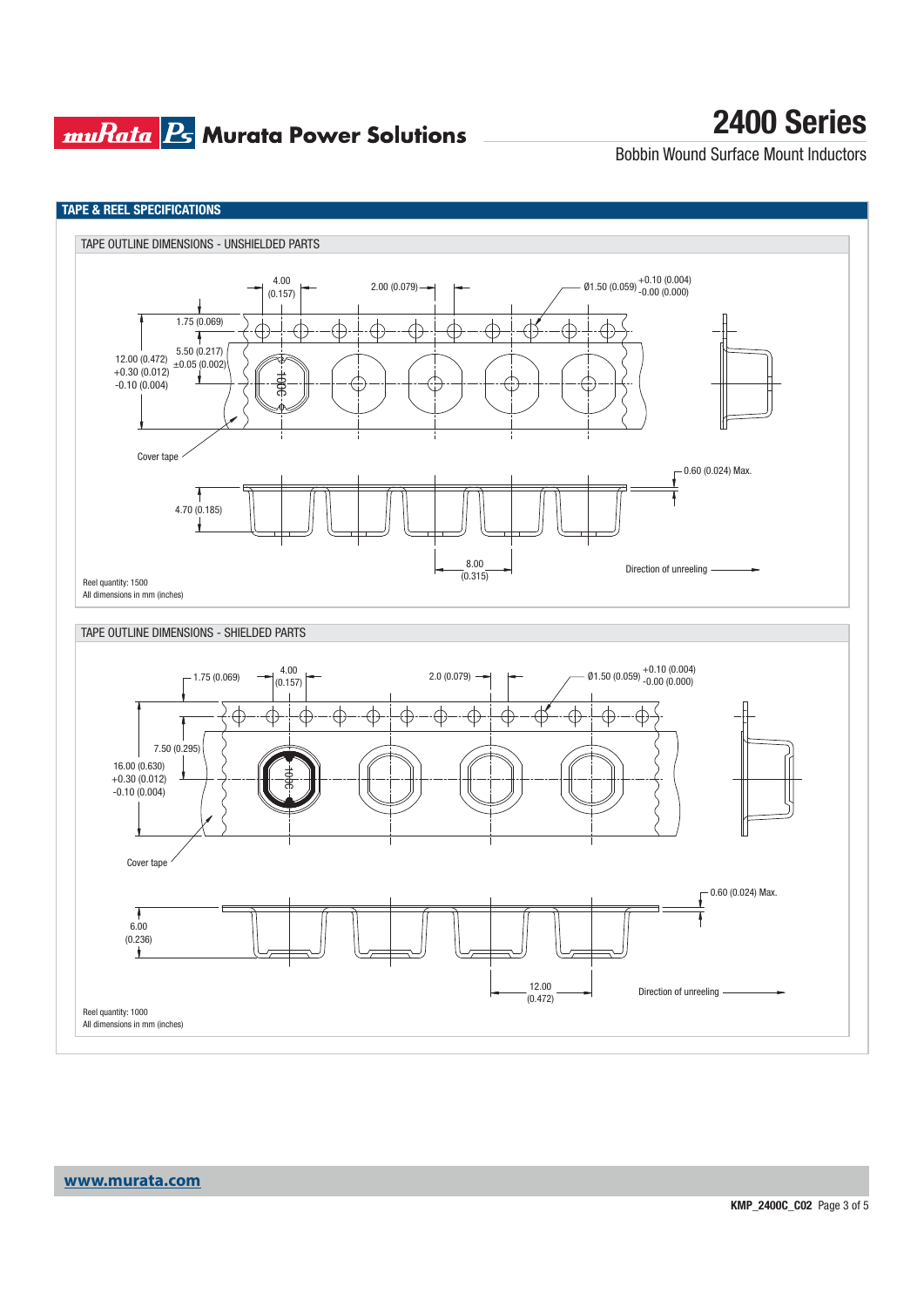## TAPE & REEL SPECIFICATIONS

### TAPE OUTLINE DIMENSIONS - UNSHIELDED PARTS

4.00 (0.157)

2.00 (0.079)

Ø1.50 (0.059) +0.10 (0.004) -0.00 (0.000)

1.75 (0.069)

5.50 (0.217) ±0.05 (0.002)

12.00 (0.472) +0.30 (0.012) -0.10 (0.004)

Cover tape

0.60 (0.024) Max.

4.70 (0.185)

8.00 (0.315)

Direction of unreeling

Reel quantity: 1500

All dimensions in mm (inches)

### TAPE OUTLINE DIMENSIONS - SHIELDED PARTS

1.75 (0.069)

4.00 (0.157)

2.0 (0.079)

Ø1.50 (0.059) +0.10 (0.004) -0.00 (0.000)

7.50 (0.295)

16.00 (0.630) +0.30 (0.012) -0.10 (0.004)

Cover tape

0.60 (0.024) Max.

6.00 (0.236)

12.00 (0.472)

Direction of unreeling

Reel quantity: 1000

All dimensions in mm (inches)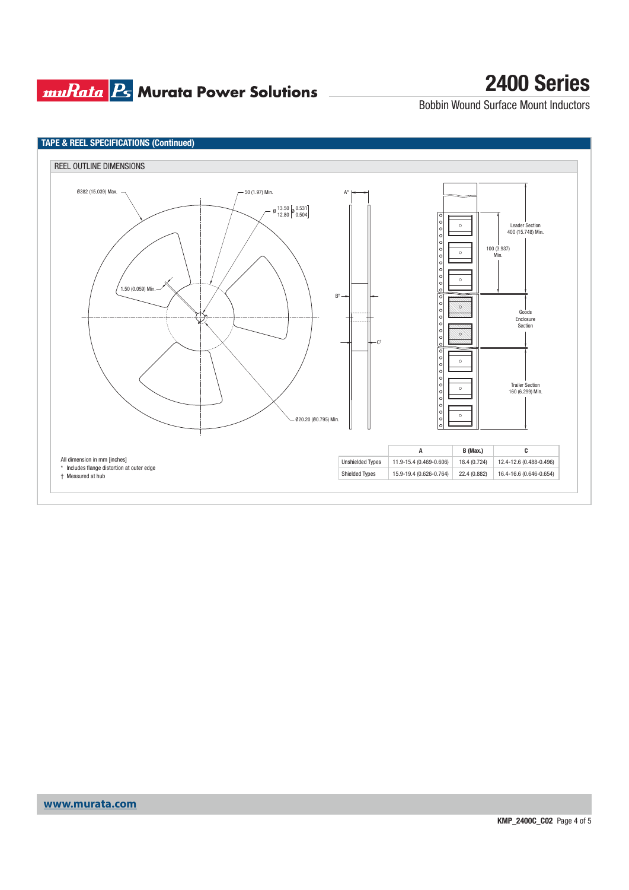## TAPE & REEL SPECIFICATIONS (Continued)

### REEL OUTLINE DIMENSIONS

Ø382 (15.039) Max.

50 (1.97) Min.

Ø 13.50 / 12.80 [Ø 0.531 / 0.504]

1.50 (0.059) Min.

Ø20.20 (Ø0.795) Min.

A*

B†

C†

Leader Section 400 (15.748) Min.

100 (3.937) Min.

Goods Enclosure Section

Trailer Section 160 (6.299) Min.

All dimension in mm [inches]

\* Includes flange distortion at outer edge

† Measured at hub

| | A | B (Max.) | C |
|---|---|---|---|
| Unshielded Types | 11.9-15.4 (0.469-0.606) | 18.4 (0.724) | 12.4-12.6 (0.488-0.496) |
| Shielded Types | 15.9-19.4 (0.626-0.764) | 22.4 (0.882) | 16.4-16.6 (0.646-0.654) |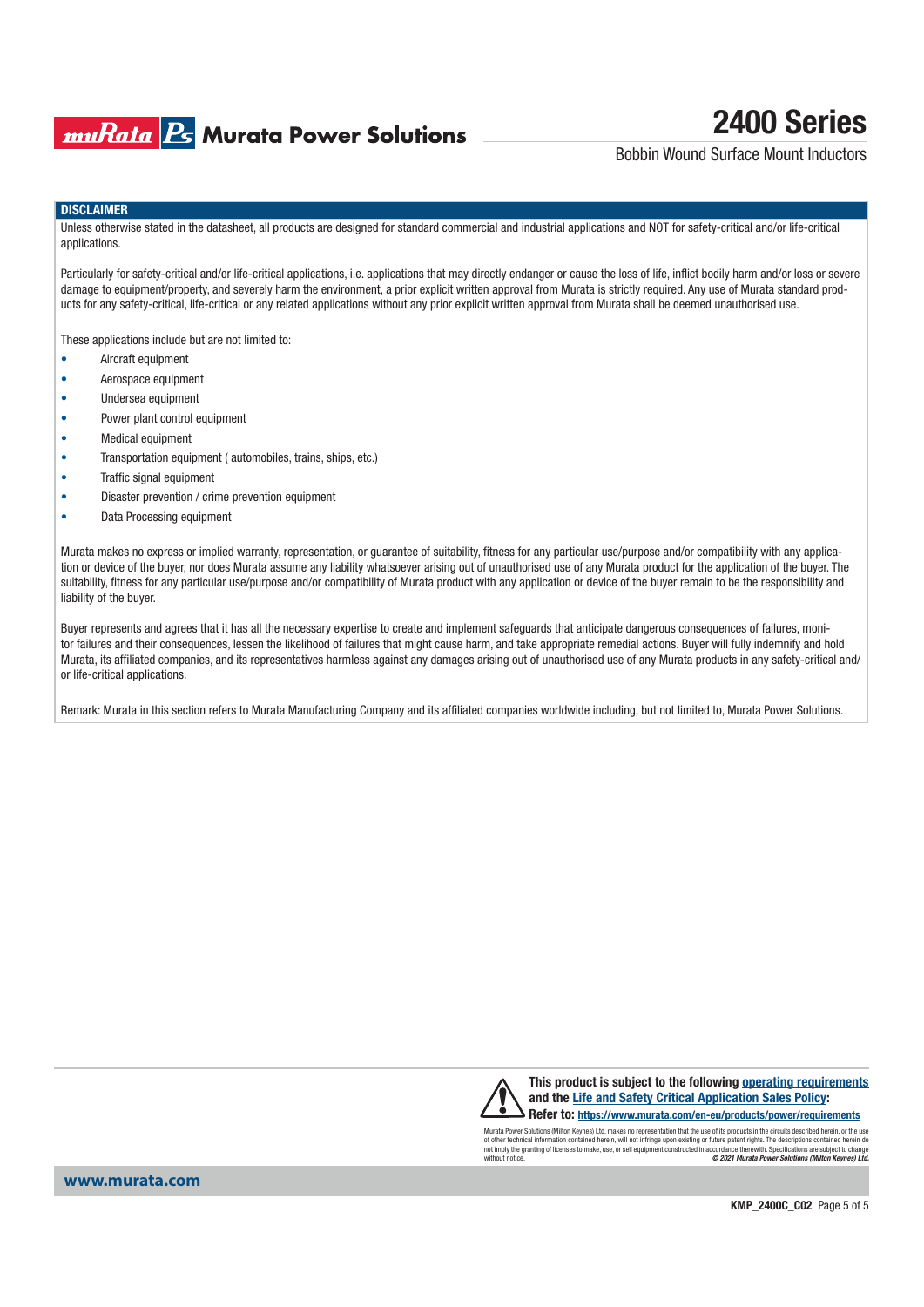## DISCLAIMER

Unless otherwise stated in the datasheet, all products are designed for standard commercial and industrial applications and NOT for safety-critical and/or life-critical applications.

Particularly for safety-critical and/or life-critical applications, i.e. applications that may directly endanger or cause the loss of life, inflict bodily harm and/or loss or severe damage to equipment/property, and severely harm the environment, a prior explicit written approval from Murata is strictly required. Any use of Murata standard products for any safety-critical, life-critical or any related applications without any prior explicit written approval from Murata shall be deemed unauthorised use.

These applications include but are not limited to:

- Aircraft equipment
- Aerospace equipment
- Undersea equipment
- Power plant control equipment
- Medical equipment
- Transportation equipment ( automobiles, trains, ships, etc.)
- Traffic signal equipment
- Disaster prevention / crime prevention equipment
- Data Processing equipment

Murata makes no express or implied warranty, representation, or guarantee of suitability, fitness for any particular use/purpose and/or compatibility with any application or device of the buyer, nor does Murata assume any liability whatsoever arising out of unauthorised use of any Murata product for the application of the buyer. The suitability, fitness for any particular use/purpose and/or compatibility of Murata product with any application or device of the buyer remain to be the responsibility and liability of the buyer.

Buyer represents and agrees that it has all the necessary expertise to create and implement safeguards that anticipate dangerous consequences of failures, monitor failures and their consequences, lessen the likelihood of failures that might cause harm, and take appropriate remedial actions. Buyer will fully indemnify and hold Murata, its affiliated companies, and its representatives harmless against any damages arising out of unauthorised use of any Murata products in any safety-critical and/or life-critical applications.

Remark: Murata in this section refers to Murata Manufacturing Company and its affiliated companies worldwide including, but not limited to, Murata Power Solutions.

**This product is subject to the following operating requirements and the Life and Safety Critical Application Sales Policy:**
**Refer to: https://www.murata.com/en-eu/products/power/requirements**

Murata Power Solutions (Milton Keynes) Ltd. makes no representation that the use of its products in the circuits described herein, or the use of other technical information contained herein, will not infringe upon existing or future patent rights. The descriptions contained herein do not imply the granting of licenses to make, use, or sell equipment constructed in accordance therewith. Specifications are subject to change without notice.
*© 2021 Murata Power Solutions (Milton Keynes) Ltd.*